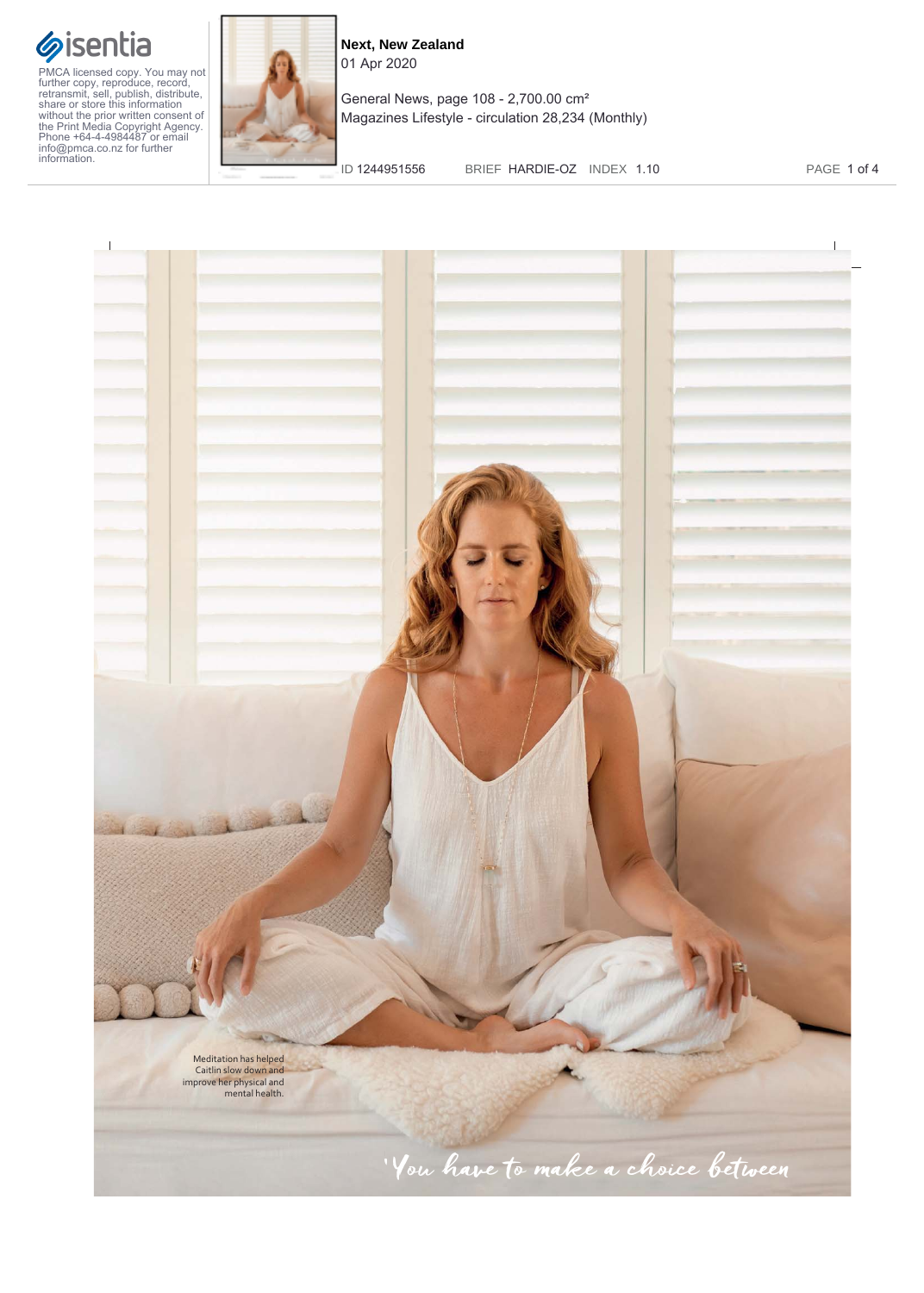Meditation has helped Caitlin slow down and improve her physical and mental health.

'You have to make a choice between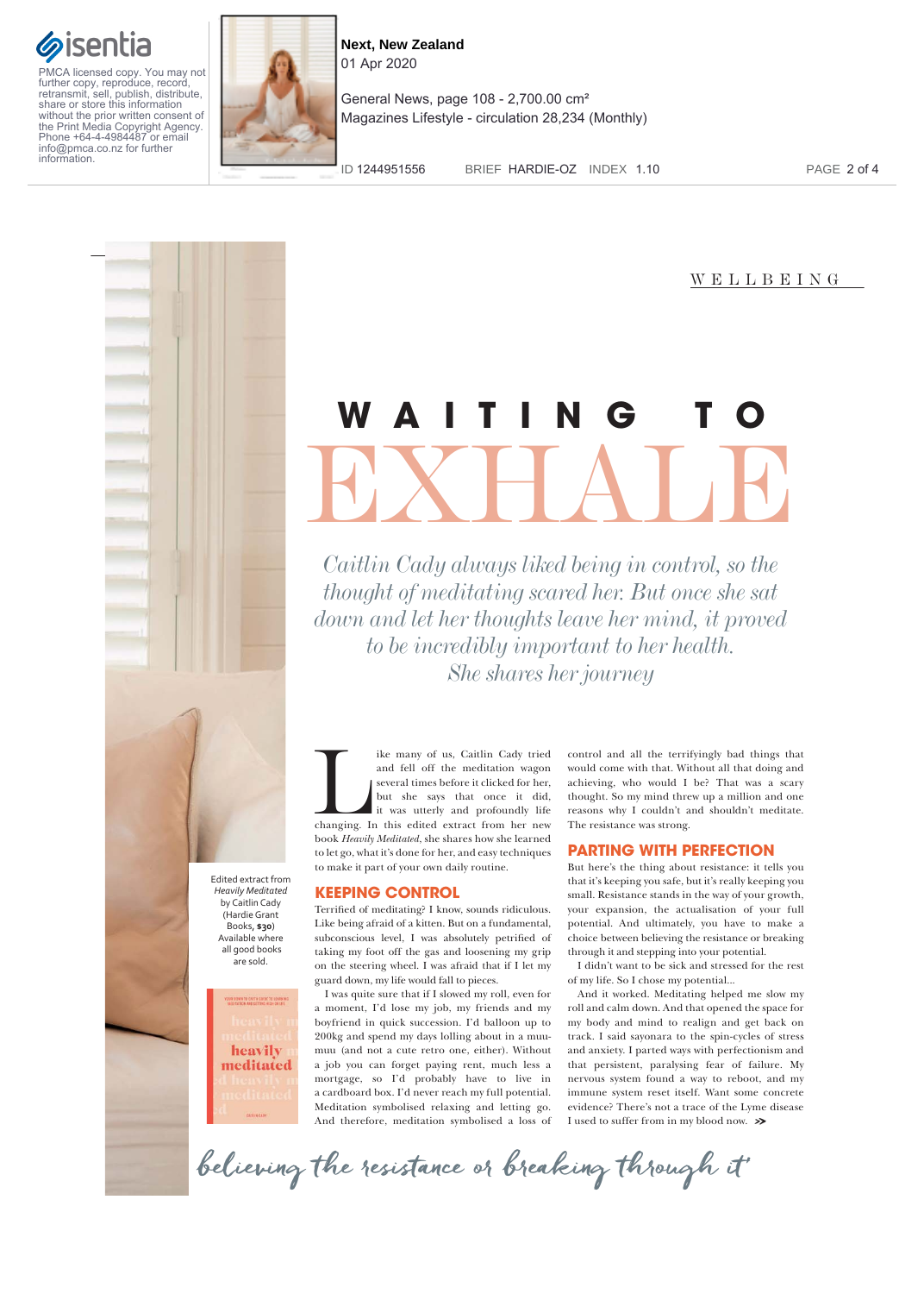WELLBEING

# WAITING TO EXHALE

*Caitlin Cady always liked being in control, so the thought of meditating scared her. But once she sat down and let her thoughts leave her mind, it proved to be incredibly important to her health. She shares her journey*

Like many of us, Caitlin Cady tried and fell off the meditation wagon several times before it clicked for her, but she says that once it did, it was utterly and profoundly life changing. In this edited extract from her new book *Heavily Meditated*, she shares how she learned to let go, what it's done for her, and easy techniques to make it part of your own daily routine.

## KEEPING CONTROL

Terrified of meditating? I know, sounds ridiculous. Like being afraid of a kitten. But on a fundamental, subconscious level, I was absolutely petrified of taking my foot off the gas and loosening my grip on the steering wheel. I was afraid that if I let my guard down, my life would fall to pieces.

I was quite sure that if I slowed my roll, even for a moment, I'd lose my job, my friends and my boyfriend in quick succession. I'd balloon up to 200kg and spend my days lolling about in a muu-muu (and not a cute retro one, either). Without a job you can forget paying rent, much less a mortgage, so I'd probably have to live in a cardboard box. I'd never reach my full potential. Meditation symbolised relaxing and letting go. And therefore, meditation symbolised a loss of control and all the terrifyingly bad things that would come with that. Without all that doing and achieving, who would I be? That was a scary thought. So my mind threw up a million and one reasons why I couldn't and shouldn't meditate. The resistance was strong.

## PARTING WITH PERFECTION

But here's the thing about resistance: it tells you that it's keeping you safe, but it's really keeping you small. Resistance stands in the way of your growth, your expansion, the actualisation of your full potential. And ultimately, you have to make a choice between believing the resistance or breaking through it and stepping into your potential.

I didn't want to be sick and stressed for the rest of my life. So I chose my potential...

And it worked. Meditating helped me slow my roll and calm down. And that opened the space for my body and mind to realign and get back on track. I said sayonara to the spin-cycles of stress and anxiety. I parted ways with perfectionism and that persistent, paralysing fear of failure. My nervous system found a way to reboot, and my immune system reset itself. Want some concrete evidence? There's not a trace of the Lyme disease I used to suffer from in my blood now. >>

Edited extract from *Heavily Meditated* by Caitlin Cady (Hardie Grant Books, **$30**) Available where all good books are sold.

*believing the resistance or breaking through it*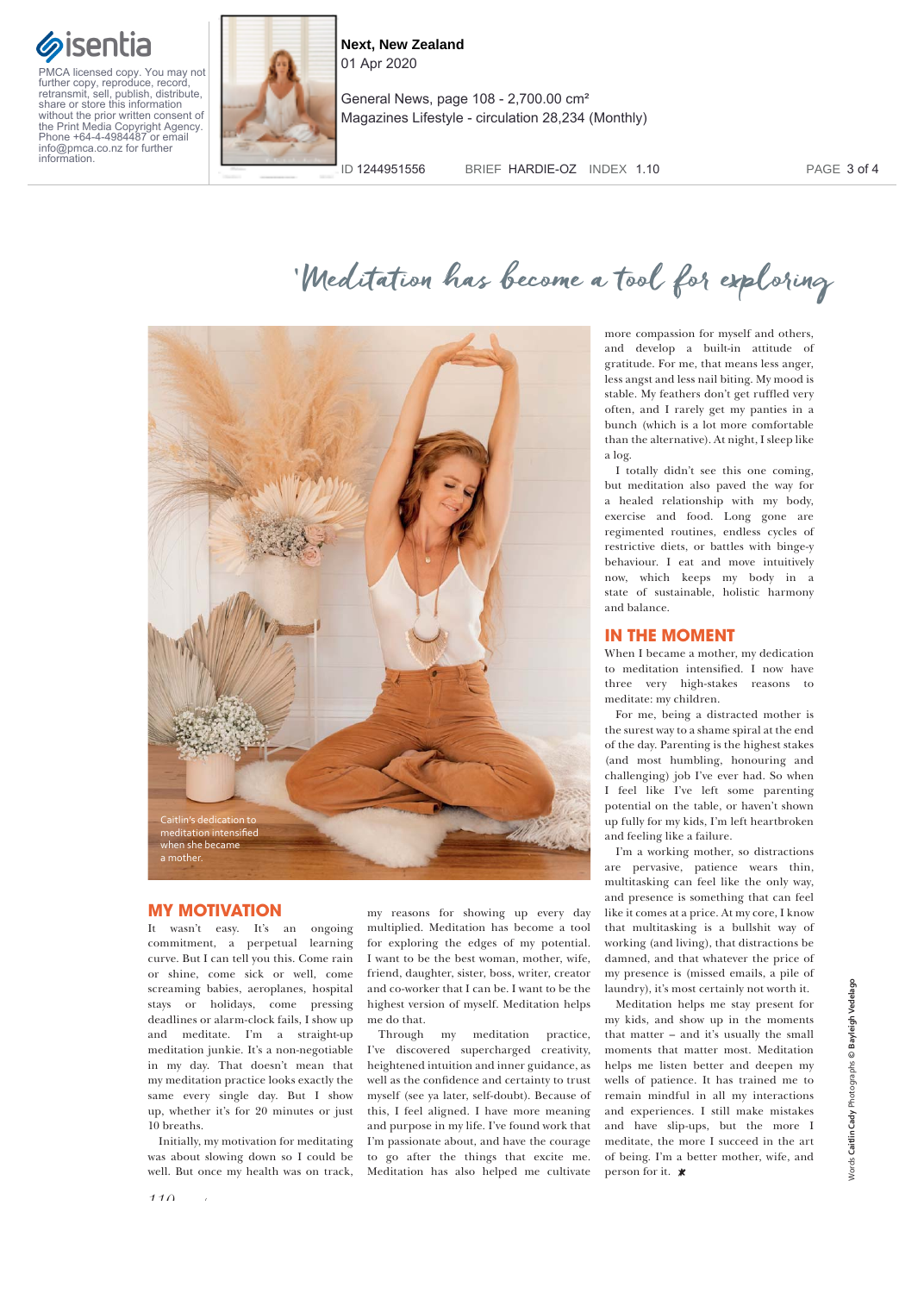# 'Meditation has become a tool for exploring

Caitlin's dedication to meditation intensified when she became a mother.

## MY MOTIVATION

It wasn't easy. It's an ongoing commitment, a perpetual learning curve. But I can tell you this. Come rain or shine, come sick or well, come screaming babies, aeroplanes, hospital stays or holidays, come pressing deadlines or alarm-clock fails, I show up and meditate. I'm a straight-up meditation junkie. It's a non-negotiable in my day. That doesn't mean that my meditation practice looks exactly the same every single day. But I show up, whether it's for 20 minutes or just 10 breaths.

Initially, my motivation for meditating was about slowing down so I could be well. But once my health was on track, my reasons for showing up every day multiplied. Meditation has become a tool for exploring the edges of my potential. I want to be the best woman, mother, wife, friend, daughter, sister, boss, writer, creator and co-worker that I can be. I want to be the highest version of myself. Meditation helps me do that.

Through my meditation practice, I've discovered supercharged creativity, heightened intuition and inner guidance, as well as the confidence and certainty to trust myself (see ya later, self-doubt). Because of this, I feel aligned. I have more meaning and purpose in my life. I've found work that I'm passionate about, and have the courage to go after the things that excite me. Meditation has also helped me cultivate more compassion for myself and others, and develop a built-in attitude of gratitude. For me, that means less anger, less angst and less nail biting. My mood is stable. My feathers don't get ruffled very often, and I rarely get my panties in a bunch (which is a lot more comfortable than the alternative). At night, I sleep like a log.

I totally didn't see this one coming, but meditation also paved the way for a healed relationship with my body, exercise and food. Long gone are regimented routines, endless cycles of restrictive diets, or battles with binge-y behaviour. I eat and move intuitively now, which keeps my body in a state of sustainable, holistic harmony and balance.

## IN THE MOMENT

When I became a mother, my dedication to meditation intensified. I now have three very high-stakes reasons to meditate: my children.

For me, being a distracted mother is the surest way to a shame spiral at the end of the day. Parenting is the highest stakes (and most humbling, honouring and challenging) job I've ever had. So when I feel like I've left some parenting potential on the table, or haven't shown up fully for my kids, I'm left heartbroken and feeling like a failure.

I'm a working mother, so distractions are pervasive, patience wears thin, multitasking can feel like the only way, and presence is something that can feel like it comes at a price. At my core, I know that multitasking is a bullshit way of working (and living), that distractions be damned, and that whatever the price of my presence is (missed emails, a pile of laundry), it's most certainly not worth it.

Meditation helps me stay present for my kids, and show up in the moments that matter – and it's usually the small moments that matter most. Meditation helps me listen better and deepen my wells of patience. It has trained me to remain mindful in all my interactions and experiences. I still make mistakes and have slip-ups, but the more I meditate, the more I succeed in the art of being. I'm a better mother, wife, and person for it. ✱

Words **Caitlin Cady** Photographs © **Bayleigh Vedelago**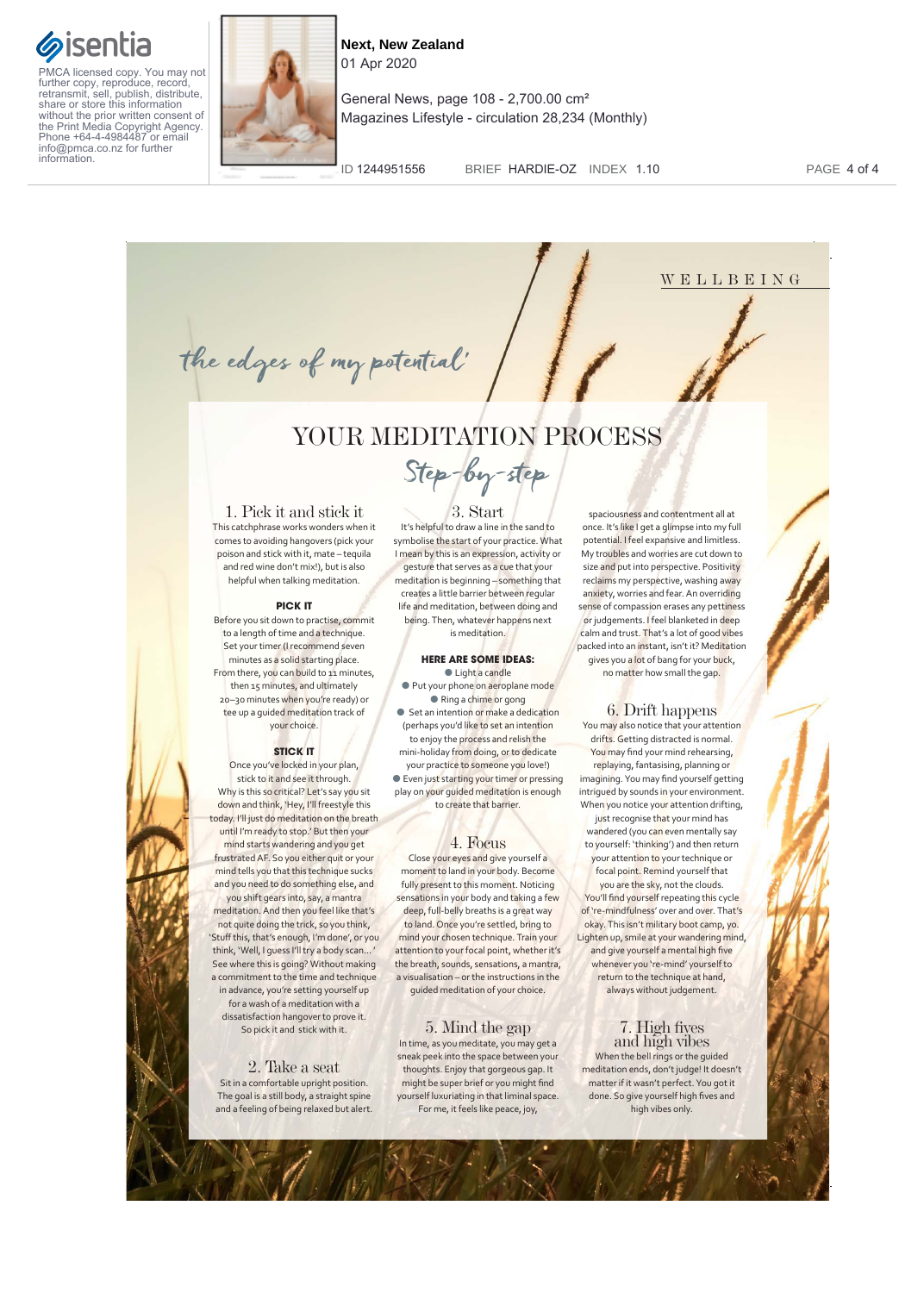the edges of my potential'

# YOUR MEDITATION PROCESS

*Step-by-step*

## 1. Pick it and stick it

This catchphrase works wonders when it comes to avoiding hangovers (pick your poison and stick with it, mate – tequila and red wine don't mix!), but is also helpful when talking meditation.

### PICK IT

Before you sit down to practise, commit to a length of time and a technique. Set your timer (I recommend seven minutes as a solid starting place. From there, you can build to 11 minutes, then 15 minutes, and ultimately 20–30 minutes when you're ready) or tee up a guided meditation track of your choice.

### STICK IT

Once you've locked in your plan, stick to it and see it through. Why is this so critical? Let's say you sit down and think, 'Hey, I'll freestyle this today. I'll just do meditation on the breath until I'm ready to stop.' But then your mind starts wandering and you get frustrated AF. So you either quit or your mind tells you that this technique sucks and you need to do something else, and you shift gears into, say, a mantra meditation. And then you feel like that's not quite doing the trick, so you think, 'Stuff this, that's enough, I'm done', or you think, 'Well, I guess I'll try a body scan... ' See where this is going? Without making a commitment to the time and technique in advance, you're setting yourself up for a wash of a meditation with a dissatisfaction hangover to prove it. So pick it and stick with it.

## 2. Take a seat

Sit in a comfortable upright position. The goal is a still body, a straight spine and a feeling of being relaxed but alert.

## 3. Start

It's helpful to draw a line in the sand to symbolise the start of your practice. What I mean by this is an expression, activity or gesture that serves as a cue that your meditation is beginning – something that creates a little barrier between regular life and meditation, between doing and being. Then, whatever happens next is meditation.

### HERE ARE SOME IDEAS:

- Light a candle
- Put your phone on aeroplane mode
- Ring a chime or gong
- Set an intention or make a dedication (perhaps you'd like to set an intention to enjoy the process and relish the mini-holiday from doing, or to dedicate your practice to someone you love!)
- Even just starting your timer or pressing play on your guided meditation is enough to create that barrier.

## 4. Focus

Close your eyes and give yourself a moment to land in your body. Become fully present to this moment. Noticing sensations in your body and taking a few deep, full-belly breaths is a great way to land. Once you're settled, bring to mind your chosen technique. Train your attention to your focal point, whether it's the breath, sounds, sensations, a mantra, a visualisation – or the instructions in the guided meditation of your choice.

## 5. Mind the gap

In time, as you meditate, you may get a sneak peek into the space between your thoughts. Enjoy that gorgeous gap. It might be super brief or you might find yourself luxuriating in that liminal space. For me, it feels like peace, joy, spaciousness and contentment all at once. It's like I get a glimpse into my full potential. I feel expansive and limitless. My troubles and worries are cut down to size and put into perspective. Positivity reclaims my perspective, washing away anxiety, worries and fear. An overriding sense of compassion erases any pettiness or judgements. I feel blanketed in deep calm and trust. That's a lot of good vibes packed into an instant, isn't it? Meditation gives you a lot of bang for your buck, no matter how small the gap.

## 6. Drift happens

You may also notice that your attention drifts. Getting distracted is normal. You may find your mind rehearsing, replaying, fantasising, planning or imagining. You may find yourself getting intrigued by sounds in your environment. When you notice your attention drifting, just recognise that your mind has wandered (you can even mentally say to yourself: 'thinking') and then return your attention to your technique or focal point. Remind yourself that you are the sky, not the clouds. You'll find yourself repeating this cycle of 're-mindfulness' over and over. That's okay. This isn't military boot camp, yo. Lighten up, smile at your wandering mind, and give yourself a mental high five whenever you 're-mind' yourself to return to the technique at hand, always without judgement.

## 7. High fives and high vibes

When the bell rings or the guided meditation ends, don't judge! It doesn't matter if it wasn't perfect. You got it done. So give yourself high fives and high vibes only.